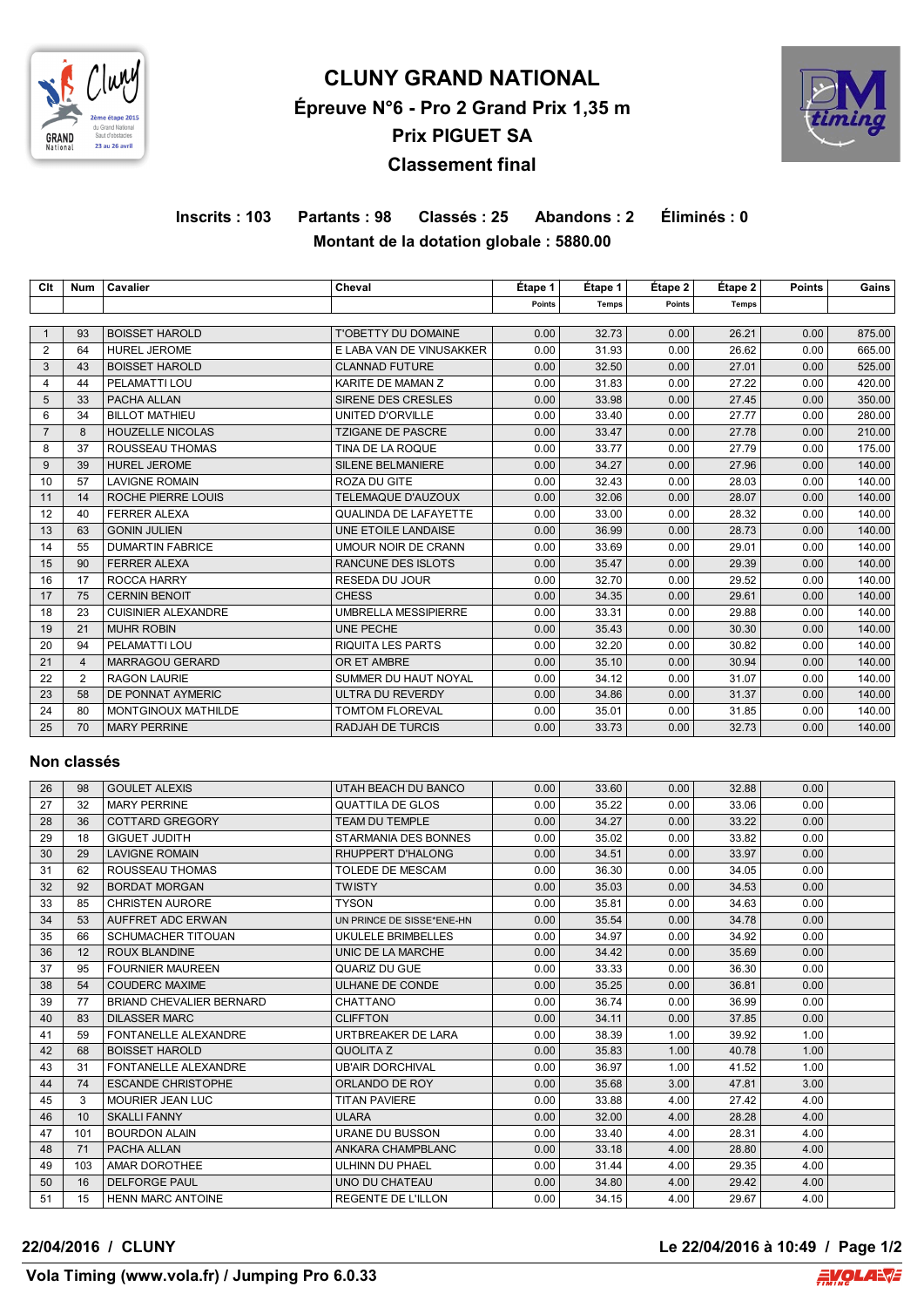# CLUNY GRAND NATIONAL

## Épreuve N°6 - Pro 2 Grand Prix 1,35 m

## Prix PIGUET SA

## Classement final

**Inscrits : 103 Partants : 98 Classés : 25 Abandons : 2 Éliminés : 0**

**Montant de la dotation globale : 5880.00**

| Clt | Num | Cavalier | Cheval | Étape 1 Points | Étape 1 Temps | Étape 2 Points | Étape 2 Temps | Points | Gains |
|---|---|---|---|---|---|---|---|---|---|
| 1 | 93 | BOISSET HAROLD | T'OBETTY DU DOMAINE | 0.00 | 32.73 | 0.00 | 26.21 | 0.00 | 875.00 |
| 2 | 64 | HUREL JEROME | E LABA VAN DE VINUSAKKER | 0.00 | 31.93 | 0.00 | 26.62 | 0.00 | 665.00 |
| 3 | 43 | BOISSET HAROLD | CLANNAD FUTURE | 0.00 | 32.50 | 0.00 | 27.01 | 0.00 | 525.00 |
| 4 | 44 | PELAMATTI LOU | KARITE DE MAMAN Z | 0.00 | 31.83 | 0.00 | 27.22 | 0.00 | 420.00 |
| 5 | 33 | PACHA ALLAN | SIRENE DES CRESLES | 0.00 | 33.98 | 0.00 | 27.45 | 0.00 | 350.00 |
| 6 | 34 | BILLOT MATHIEU | UNITED D'ORVILLE | 0.00 | 33.40 | 0.00 | 27.77 | 0.00 | 280.00 |
| 7 | 8 | HOUZELLE NICOLAS | TZIGANE DE PASCRE | 0.00 | 33.47 | 0.00 | 27.78 | 0.00 | 210.00 |
| 8 | 37 | ROUSSEAU THOMAS | TINA DE LA ROQUE | 0.00 | 33.77 | 0.00 | 27.79 | 0.00 | 175.00 |
| 9 | 39 | HUREL JEROME | SILENE BELMANIERE | 0.00 | 34.27 | 0.00 | 27.96 | 0.00 | 140.00 |
| 10 | 57 | LAVIGNE ROMAIN | ROZA DU GITE | 0.00 | 32.43 | 0.00 | 28.03 | 0.00 | 140.00 |
| 11 | 14 | ROCHE PIERRE LOUIS | TELEMAQUE D'AUZOUX | 0.00 | 32.06 | 0.00 | 28.07 | 0.00 | 140.00 |
| 12 | 40 | FERRER ALEXA | QUALINDA DE LAFAYETTE | 0.00 | 33.00 | 0.00 | 28.32 | 0.00 | 140.00 |
| 13 | 63 | GONIN JULIEN | UNE ETOILE LANDAISE | 0.00 | 36.99 | 0.00 | 28.73 | 0.00 | 140.00 |
| 14 | 55 | DUMARTIN FABRICE | UMOUR NOIR DE CRANN | 0.00 | 33.69 | 0.00 | 29.01 | 0.00 | 140.00 |
| 15 | 90 | FERRER ALEXA | RANCUNE DES ISLOTS | 0.00 | 35.47 | 0.00 | 29.39 | 0.00 | 140.00 |
| 16 | 17 | ROCCA HARRY | RESEDA DU JOUR | 0.00 | 32.70 | 0.00 | 29.52 | 0.00 | 140.00 |
| 17 | 75 | CERNIN BENOIT | CHESS | 0.00 | 34.35 | 0.00 | 29.61 | 0.00 | 140.00 |
| 18 | 23 | CUISINIER ALEXANDRE | UMBRELLA MESSIPIERRE | 0.00 | 33.31 | 0.00 | 29.88 | 0.00 | 140.00 |
| 19 | 21 | MUHR ROBIN | UNE PECHE | 0.00 | 35.43 | 0.00 | 30.30 | 0.00 | 140.00 |
| 20 | 94 | PELAMATTI LOU | RIQUITA LES PARTS | 0.00 | 32.20 | 0.00 | 30.82 | 0.00 | 140.00 |
| 21 | 4 | MARRAGOU GERARD | OR ET AMBRE | 0.00 | 35.10 | 0.00 | 30.94 | 0.00 | 140.00 |
| 22 | 2 | RAGON LAURIE | SUMMER DU HAUT NOYAL | 0.00 | 34.12 | 0.00 | 31.07 | 0.00 | 140.00 |
| 23 | 58 | DE PONNAT AYMERIC | ULTRA DU REVERDY | 0.00 | 34.86 | 0.00 | 31.37 | 0.00 | 140.00 |
| 24 | 80 | MONTGINOUX MATHILDE | TOMTOM FLOREVAL | 0.00 | 35.01 | 0.00 | 31.85 | 0.00 | 140.00 |
| 25 | 70 | MARY PERRINE | RADJAH DE TURCIS | 0.00 | 33.73 | 0.00 | 32.73 | 0.00 | 140.00 |

### Non classés

| Clt | Num | Cavalier | Cheval | Étape 1 Points | Étape 1 Temps | Étape 2 Points | Étape 2 Temps | Points | Gains |
|---|---|---|---|---|---|---|---|---|---|
| 26 | 98 | GOULET ALEXIS | UTAH BEACH DU BANCO | 0.00 | 33.60 | 0.00 | 32.88 | 0.00 | |
| 27 | 32 | MARY PERRINE | QUATTILA DE GLOS | 0.00 | 35.22 | 0.00 | 33.06 | 0.00 | |
| 28 | 36 | COTTARD GREGORY | TEAM DU TEMPLE | 0.00 | 34.27 | 0.00 | 33.22 | 0.00 | |
| 29 | 18 | GIGUET JUDITH | STARMANIA DES BONNES | 0.00 | 35.02 | 0.00 | 33.82 | 0.00 | |
| 30 | 29 | LAVIGNE ROMAIN | RHUPPERT D'HALONG | 0.00 | 34.51 | 0.00 | 33.97 | 0.00 | |
| 31 | 62 | ROUSSEAU THOMAS | TOLEDE DE MESCAM | 0.00 | 36.30 | 0.00 | 34.05 | 0.00 | |
| 32 | 92 | BORDAT MORGAN | TWISTY | 0.00 | 35.03 | 0.00 | 34.53 | 0.00 | |
| 33 | 85 | CHRISTEN AURORE | TYSON | 0.00 | 35.81 | 0.00 | 34.63 | 0.00 | |
| 34 | 53 | AUFFRET ADC ERWAN | UN PRINCE DE SISSE*ENE-HN | 0.00 | 35.54 | 0.00 | 34.78 | 0.00 | |
| 35 | 66 | SCHUMACHER TITOUAN | UKULELE BRIMBELLES | 0.00 | 34.97 | 0.00 | 34.92 | 0.00 | |
| 36 | 12 | ROUX BLANDINE | UNIC DE LA MARCHE | 0.00 | 34.42 | 0.00 | 35.69 | 0.00 | |
| 37 | 95 | FOURNIER MAUREEN | QUARIZ DU GUE | 0.00 | 33.33 | 0.00 | 36.30 | 0.00 | |
| 38 | 54 | COUDERC MAXIME | ULHANE DE CONDE | 0.00 | 35.25 | 0.00 | 36.81 | 0.00 | |
| 39 | 77 | BRIAND CHEVALIER BERNARD | CHATTANO | 0.00 | 36.74 | 0.00 | 36.99 | 0.00 | |
| 40 | 83 | DILASSER MARC | CLIFFTON | 0.00 | 34.11 | 0.00 | 37.85 | 0.00 | |
| 41 | 59 | FONTANELLE ALEXANDRE | URTBREAKER DE LARA | 0.00 | 38.39 | 1.00 | 39.92 | 1.00 | |
| 42 | 68 | BOISSET HAROLD | QUOLITA Z | 0.00 | 35.83 | 1.00 | 40.78 | 1.00 | |
| 43 | 31 | FONTANELLE ALEXANDRE | UB'AIR DORCHIVAL | 0.00 | 36.97 | 1.00 | 41.52 | 1.00 | |
| 44 | 74 | ESCANDE CHRISTOPHE | ORLANDO DE ROY | 0.00 | 35.68 | 3.00 | 47.81 | 3.00 | |
| 45 | 3 | MOURIER JEAN LUC | TITAN PAVIERE | 0.00 | 33.88 | 4.00 | 27.42 | 4.00 | |
| 46 | 10 | SKALLI FANNY | ULARA | 0.00 | 32.00 | 4.00 | 28.28 | 4.00 | |
| 47 | 101 | BOURDON ALAIN | URANE DU BUSSON | 0.00 | 33.40 | 4.00 | 28.31 | 4.00 | |
| 48 | 71 | PACHA ALLAN | ANKARA CHAMPBLANC | 0.00 | 33.18 | 4.00 | 28.80 | 4.00 | |
| 49 | 103 | AMAR DOROTHEE | ULHINN DU PHAEL | 0.00 | 31.44 | 4.00 | 29.35 | 4.00 | |
| 50 | 16 | DELFORGE PAUL | UNO DU CHATEAU | 0.00 | 34.80 | 4.00 | 29.42 | 4.00 | |
| 51 | 15 | HENN MARC ANTOINE | REGENTE DE L'ILLON | 0.00 | 34.15 | 4.00 | 29.67 | 4.00 | |

**22/04/2016 / CLUNY** **Le 22/04/2016 à 10:49**

**Vola Timing (www.vola.fr) / Jumping Pro 6.0.33**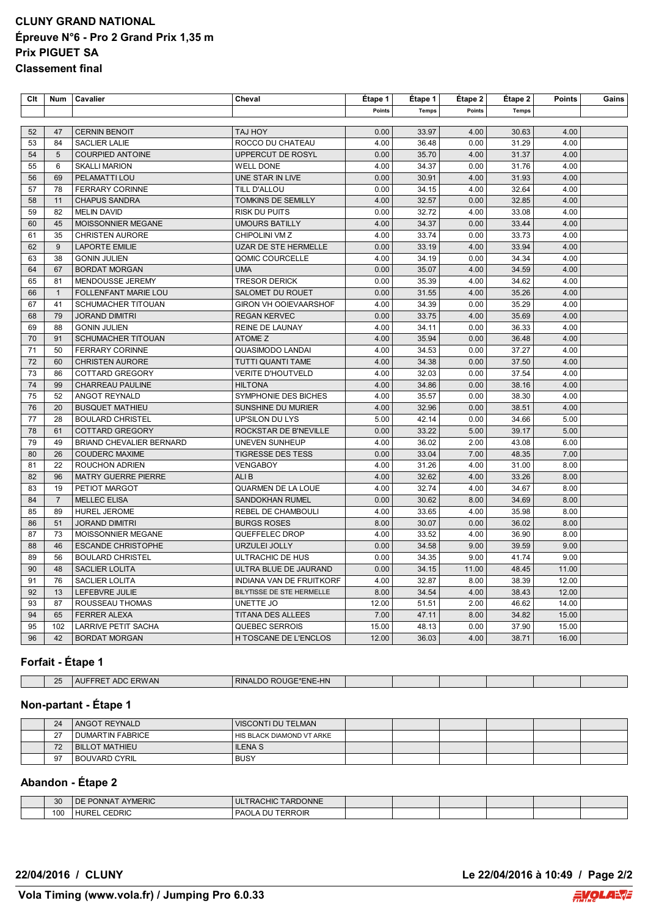# CLUNY GRAND NATIONAL
## Épreuve N°6 - Pro 2 Grand Prix 1,35 m
## Prix PIGUET SA
## Classement final

| Clt | Num | Cavalier | Cheval | Étape 1 Points | Étape 1 Temps | Étape 2 Points | Étape 2 Temps | Points | Gains |
|---|---|---|---|---|---|---|---|---|---|
| 52 | 47 | CERNIN BENOIT | TAJ HOY | 0.00 | 33.97 | 4.00 | 30.63 | 4.00 | |
| 53 | 84 | SACLIER LALIE | ROCCO DU CHATEAU | 4.00 | 36.48 | 0.00 | 31.29 | 4.00 | |
| 54 | 5 | COURPIED ANTOINE | UPPERCUT DE ROSYL | 0.00 | 35.70 | 4.00 | 31.37 | 4.00 | |
| 55 | 6 | SKALLI MARION | WELL DONE | 4.00 | 34.37 | 0.00 | 31.76 | 4.00 | |
| 56 | 69 | PELAMATTI LOU | UNE STAR IN LIVE | 0.00 | 30.91 | 4.00 | 31.93 | 4.00 | |
| 57 | 78 | FERRARY CORINNE | TILL D'ALLOU | 0.00 | 34.15 | 4.00 | 32.64 | 4.00 | |
| 58 | 11 | CHAPUS SANDRA | TOMKINS DE SEMILLY | 4.00 | 32.57 | 0.00 | 32.85 | 4.00 | |
| 59 | 82 | MELIN DAVID | RISK DU PUITS | 0.00 | 32.72 | 4.00 | 33.08 | 4.00 | |
| 60 | 45 | MOISSONNIER MEGANE | UMOURS BATILLY | 4.00 | 34.37 | 0.00 | 33.44 | 4.00 | |
| 61 | 35 | CHRISTEN AURORE | CHIPOLINI VM Z | 4.00 | 33.74 | 0.00 | 33.73 | 4.00 | |
| 62 | 9 | LAPORTE EMILIE | UZAR DE STE HERMELLE | 0.00 | 33.19 | 4.00 | 33.94 | 4.00 | |
| 63 | 38 | GONIN JULIEN | QOMIC COURCELLE | 4.00 | 34.19 | 0.00 | 34.34 | 4.00 | |
| 64 | 67 | BORDAT MORGAN | UMA | 0.00 | 35.07 | 4.00 | 34.59 | 4.00 | |
| 65 | 81 | MENDOUSSE JEREMY | TRESOR DERICK | 0.00 | 35.39 | 4.00 | 34.62 | 4.00 | |
| 66 | 1 | FOLLENFANT MARIE LOU | SALOMET DU ROUET | 0.00 | 31.55 | 4.00 | 35.26 | 4.00 | |
| 67 | 41 | SCHUMACHER TITOUAN | GIRON VH OOIEVAARSHOF | 4.00 | 34.39 | 0.00 | 35.29 | 4.00 | |
| 68 | 79 | JORAND DIMITRI | REGAN KERVEC | 0.00 | 33.75 | 4.00 | 35.69 | 4.00 | |
| 69 | 88 | GONIN JULIEN | REINE DE LAUNAY | 4.00 | 34.11 | 0.00 | 36.33 | 4.00 | |
| 70 | 91 | SCHUMACHER TITOUAN | ATOME Z | 4.00 | 35.94 | 0.00 | 36.48 | 4.00 | |
| 71 | 50 | FERRARY CORINNE | QUASIMODO LANDAI | 4.00 | 34.53 | 0.00 | 37.27 | 4.00 | |
| 72 | 60 | CHRISTEN AURORE | TUTTI QUANTI TAME | 4.00 | 34.38 | 0.00 | 37.50 | 4.00 | |
| 73 | 86 | COTTARD GREGORY | VERITE D'HOUTVELD | 4.00 | 32.03 | 0.00 | 37.54 | 4.00 | |
| 74 | 99 | CHARREAU PAULINE | HILTONA | 4.00 | 34.86 | 0.00 | 38.16 | 4.00 | |
| 75 | 52 | ANGOT REYNALD | SYMPHONIE DES BICHES | 4.00 | 35.57 | 0.00 | 38.30 | 4.00 | |
| 76 | 20 | BUSQUET MATHIEU | SUNSHINE DU MURIER | 4.00 | 32.96 | 0.00 | 38.51 | 4.00 | |
| 77 | 28 | BOULARD CHRISTEL | UP'SILON DU LYS | 5.00 | 42.14 | 0.00 | 34.66 | 5.00 | |
| 78 | 61 | COTTARD GREGORY | ROCKSTAR DE B'NEVILLE | 0.00 | 33.22 | 5.00 | 39.17 | 5.00 | |
| 79 | 49 | BRIAND CHEVALIER BERNARD | UNEVEN SUNHEUP | 4.00 | 36.02 | 2.00 | 43.08 | 6.00 | |
| 80 | 26 | COUDERC MAXIME | TIGRESSE DES TESS | 0.00 | 33.04 | 7.00 | 48.35 | 7.00 | |
| 81 | 22 | ROUCHON ADRIEN | VENGABOY | 4.00 | 31.26 | 4.00 | 31.00 | 8.00 | |
| 82 | 96 | MATRY GUERRE PIERRE | ALI B | 4.00 | 32.62 | 4.00 | 33.26 | 8.00 | |
| 83 | 19 | PETIOT MARGOT | QUARMEN DE LA LOUE | 4.00 | 32.74 | 4.00 | 34.67 | 8.00 | |
| 84 | 7 | MELLEC ELISA | SANDOKHAN RUMEL | 0.00 | 30.62 | 8.00 | 34.69 | 8.00 | |
| 85 | 89 | HUREL JEROME | REBEL DE CHAMBOULI | 4.00 | 33.65 | 4.00 | 35.98 | 8.00 | |
| 86 | 51 | JORAND DIMITRI | BURGS ROSES | 8.00 | 30.07 | 0.00 | 36.02 | 8.00 | |
| 87 | 73 | MOISSONNIER MEGANE | QUEFFELEC DROP | 4.00 | 33.52 | 4.00 | 36.90 | 8.00 | |
| 88 | 46 | ESCANDE CHRISTOPHE | URZULEI JOLLY | 0.00 | 34.58 | 9.00 | 39.59 | 9.00 | |
| 89 | 56 | BOULARD CHRISTEL | ULTRACHIC DE HUS | 0.00 | 34.35 | 9.00 | 41.74 | 9.00 | |
| 90 | 48 | SACLIER LOLITA | ULTRA BLUE DE JAURAND | 0.00 | 34.15 | 11.00 | 48.45 | 11.00 | |
| 91 | 76 | SACLIER LOLITA | INDIANA VAN DE FRUITKORF | 4.00 | 32.87 | 8.00 | 38.39 | 12.00 | |
| 92 | 13 | LEFEBVRE JULIE | BILYTISSE DE STE HERMELLE | 8.00 | 34.54 | 4.00 | 38.43 | 12.00 | |
| 93 | 87 | ROUSSEAU THOMAS | UNETTE JO | 12.00 | 51.51 | 2.00 | 46.62 | 14.00 | |
| 94 | 65 | FERRER ALEXA | TITANA DES ALLEES | 7.00 | 47.11 | 8.00 | 34.82 | 15.00 | |
| 95 | 102 | LARRIVE PETIT SACHA | QUEBEC SERROIS | 15.00 | 48.13 | 0.00 | 37.90 | 15.00 | |
| 96 | 42 | BORDAT MORGAN | H TOSCANE DE L'ENCLOS | 12.00 | 36.03 | 4.00 | 38.71 | 16.00 | |

## Forfait - Étape 1

| | | | | | | | | | |
|---|---|---|---|---|---|---|---|---|---|
| | 25 | AUFFRET ADC ERWAN | RINALDO ROUGE*ENE-HN | | | | | | |

## Non-partant - Étape 1

| | | | | | | | | | |
|---|---|---|---|---|---|---|---|---|---|
| | 24 | ANGOT REYNALD | VISCONTI DU TELMAN | | | | | | |
| | 27 | DUMARTIN FABRICE | HIS BLACK DIAMOND VT ARKE | | | | | | |
| | 72 | BILLOT MATHIEU | ILENA S | | | | | | |
| | 97 | BOUVARD CYRIL | BUSY | | | | | | |

## Abandon - Étape 2

| | | | | | | | | | |
|---|---|---|---|---|---|---|---|---|---|
| | 30 | DE PONNAT AYMERIC | ULTRACHIC TARDONNE | | | | | | |
| | 100 | HUREL CEDRIC | PAOLA DU TERROIR | | | | | | |

22/04/2016 / CLUNY

Le 22/04/2016 à 10:49

Vola Timing (www.vola.fr) / Jumping Pro 6.0.33